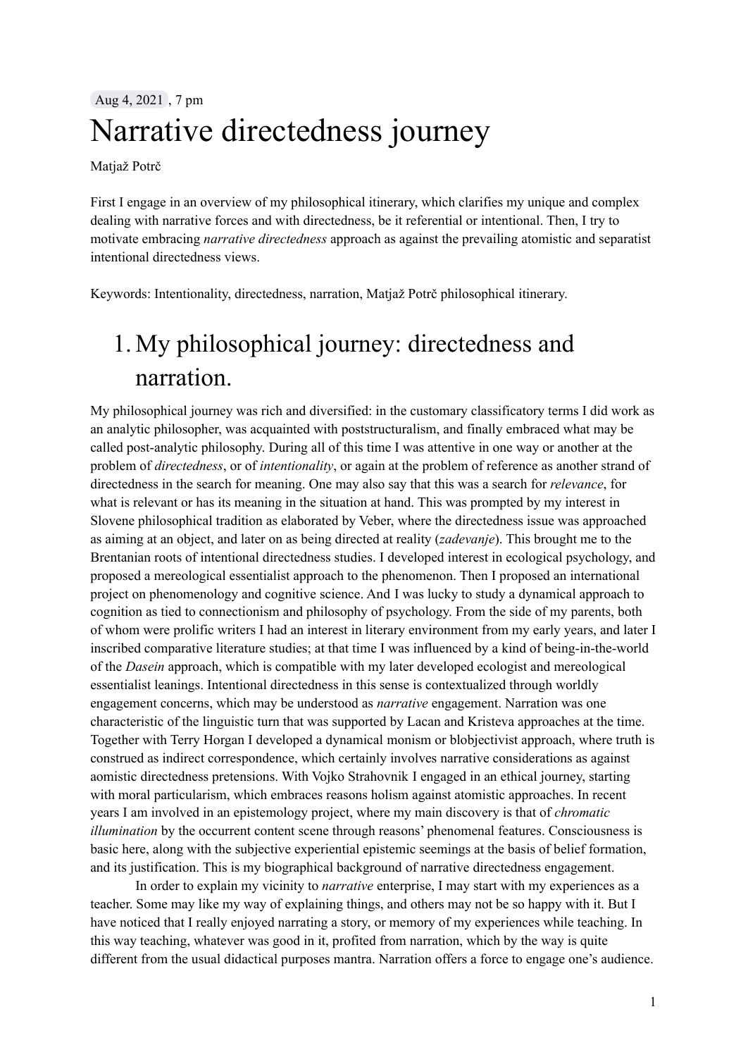Aug 4, 2021 , 7 pm

# Narrative directedness journey

Matjaž Potrč

First I engage in an overview of my philosophical itinerary, which clarifies my unique and complex dealing with narrative forces and with directedness, be it referential or intentional. Then, I try to motivate embracing *narrative directedness* approach as against the prevailing atomistic and separatist intentional directedness views.

Keywords: Intentionality, directedness, narration, Matjaž Potrč philosophical itinerary.

## 1. My philosophical journey: directedness and narration.

My philosophical journey was rich and diversified: in the customary classificatory terms I did work as an analytic philosopher, was acquainted with poststructuralism, and finally embraced what may be called post-analytic philosophy. During all of this time I was attentive in one way or another at the problem of *directedness*, or of *intentionality*, or again at the problem of reference as another strand of directedness in the search for meaning. One may also say that this was a search for *relevance*, for what is relevant or has its meaning in the situation at hand. This was prompted by my interest in Slovene philosophical tradition as elaborated by Veber, where the directedness issue was approached as aiming at an object, and later on as being directed at reality (*zadevanje*). This brought me to the Brentanian roots of intentional directedness studies. I developed interest in ecological psychology, and proposed a mereological essentialist approach to the phenomenon. Then I proposed an international project on phenomenology and cognitive science. And I was lucky to study a dynamical approach to cognition as tied to connectionism and philosophy of psychology. From the side of my parents, both of whom were prolific writers I had an interest in literary environment from my early years, and later I inscribed comparative literature studies; at that time I was influenced by a kind of being-in-the-world of the *Dasein* approach, which is compatible with my later developed ecologist and mereological essentialist leanings. Intentional directedness in this sense is contextualized through worldly engagement concerns, which may be understood as *narrative* engagement. Narration was one characteristic of the linguistic turn that was supported by Lacan and Kristeva approaches at the time. Together with Terry Horgan I developed a dynamical monism or blobjectivist approach, where truth is construed as indirect correspondence, which certainly involves narrative considerations as against aomistic directedness pretensions. With Vojko Strahovnik I engaged in an ethical journey, starting with moral particularism, which embraces reasons holism against atomistic approaches. In recent years I am involved in an epistemology project, where my main discovery is that of *chromatic illumination* by the occurrent content scene through reasons' phenomenal features. Consciousness is basic here, along with the subjective experiential epistemic seemings at the basis of belief formation, and its justification. This is my biographical background of narrative directedness engagement.

In order to explain my vicinity to *narrative* enterprise, I may start with my experiences as a teacher. Some may like my way of explaining things, and others may not be so happy with it. But I have noticed that I really enjoyed narrating a story, or memory of my experiences while teaching. In this way teaching, whatever was good in it, profited from narration, which by the way is quite different from the usual didactical purposes mantra. Narration offers a force to engage one's audience.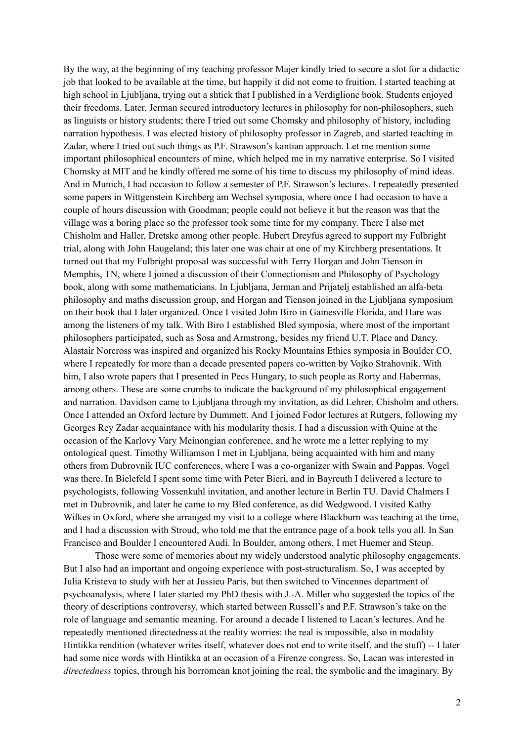By the way, at the beginning of my teaching professor Majer kindly tried to secure a slot for a didactic job that looked to be available at the time, but happily it did not come to fruition. I started teaching at high school in Ljubljana, trying out a shtick that I published in a Verdiglione book. Students enjoyed their freedoms. Later, Jerman secured introductory lectures in philosophy for non-philosophers, such as linguists or history students; there I tried out some Chomsky and philosophy of history, including narration hypothesis. I was elected history of philosophy professor in Zagreb, and started teaching in Zadar, where I tried out such things as P.F. Strawson's kantian approach. Let me mention some important philosophical encounters of mine, which helped me in my narrative enterprise. So I visited Chomsky at MIT and he kindly offered me some of his time to discuss my philosophy of mind ideas. And in Munich, I had occasion to follow a semester of P.F. Strawson's lectures. I repeatedly presented some papers in Wittgenstein Kirchberg am Wechsel symposia, where once I had occasion to have a couple of hours discussion with Goodman; people could not believe it but the reason was that the village was a boring place so the professor took some time for my company. There I also met Chisholm and Haller, Dretske among other people. Hubert Dreyfus agreed to support my Fulbright trial, along with John Haugeland; this later one was chair at one of my Kirchberg presentations. It turned out that my Fulbright proposal was successful with Terry Horgan and John Tienson in Memphis, TN, where I joined a discussion of their Connectionism and Philosophy of Psychology book, along with some mathematicians. In Ljubljana, Jerman and Prijatelj established an alfa-beta philosophy and maths discussion group, and Horgan and Tienson joined in the Ljubljana symposium on their book that I later organized. Once I visited John Biro in Gainesville Florida, and Hare was among the listeners of my talk. With Biro I established Bled symposia, where most of the important philosophers participated, such as Sosa and Armstrong, besides my friend U.T. Place and Dancy. Alastair Norcross was inspired and organized his Rocky Mountains Ethics symposia in Boulder CO, where I repeatedly for more than a decade presented papers co-written by Vojko Strahovnik. With him, I also wrote papers that I presented in Pecs Hungary, to such people as Rorty and Habermas, among others. These are some crumbs to indicate the background of my philosophical engagement and narration. Davidson came to Ljubljana through my invitation, as did Lehrer, Chisholm and others. Once I attended an Oxford lecture by Dummett. And I joined Fodor lectures at Rutgers, following my Georges Rey Zadar acquaintance with his modularity thesis. I had a discussion with Quine at the occasion of the Karlovy Vary Meinongian conference, and he wrote me a letter replying to my ontological quest. Timothy Williamson I met in Ljubljana, being acquainted with him and many others from Dubrovnik IUC conferences, where I was a co-organizer with Swain and Pappas. Vogel was there. In Bielefeld I spent some time with Peter Bieri, and in Bayreuth I delivered a lecture to psychologists, following Vossenkuhl invitation, and another lecture in Berlin TU. David Chalmers I met in Dubrovnik, and later he came to my Bled conference, as did Wedgwood. I visited Kathy Wilkes in Oxford, where she arranged my visit to a college where Blackburn was teaching at the time, and I had a discussion with Stroud, who told me that the entrance page of a book tells you all. In San Francisco and Boulder I encountered Audi. In Boulder, among others, I met Huemer and Steup.

Those were some of memories about my widely understood analytic philosophy engagements. But I also had an important and ongoing experience with post-structuralism. So, I was accepted by Julia Kristeva to study with her at Jussieu Paris, but then switched to Vincennes department of psychoanalysis, where I later started my PhD thesis with J.-A. Miller who suggested the topics of the theory of descriptions controversy, which started between Russell's and P.F. Strawson's take on the role of language and semantic meaning. For around a decade I listened to Lacan's lectures. And he repeatedly mentioned directedness at the reality worries: the real is impossible, also in modality Hintikka rendition (whatever writes itself, whatever does not end to write itself, and the stuff) -- I later had some nice words with Hintikka at an occasion of a Firenze congress. So, Lacan was interested in *directedness* topics, through his borromean knot joining the real, the symbolic and the imaginary. By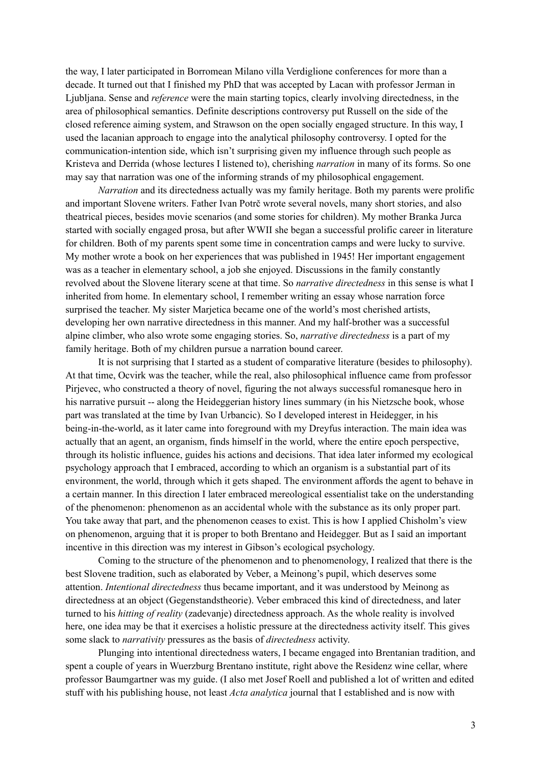the way, I later participated in Borromean Milano villa Verdiglione conferences for more than a decade. It turned out that I finished my PhD that was accepted by Lacan with professor Jerman in Ljubljana. Sense and *reference* were the main starting topics, clearly involving directedness, in the area of philosophical semantics. Definite descriptions controversy put Russell on the side of the closed reference aiming system, and Strawson on the open socially engaged structure. In this way, I used the lacanian approach to engage into the analytical philosophy controversy. I opted for the communication-intention side, which isn't surprising given my influence through such people as Kristeva and Derrida (whose lectures I listened to), cherishing *narration* in many of its forms. So one may say that narration was one of the informing strands of my philosophical engagement.

*Narration* and its directedness actually was my family heritage. Both my parents were prolific and important Slovene writers. Father Ivan Potrč wrote several novels, many short stories, and also theatrical pieces, besides movie scenarios (and some stories for children). My mother Branka Jurca started with socially engaged prosa, but after WWII she began a successful prolific career in literature for children. Both of my parents spent some time in concentration camps and were lucky to survive. My mother wrote a book on her experiences that was published in 1945! Her important engagement was as a teacher in elementary school, a job she enjoyed. Discussions in the family constantly revolved about the Slovene literary scene at that time. So *narrative directedness* in this sense is what I inherited from home. In elementary school, I remember writing an essay whose narration force surprised the teacher. My sister Marjetica became one of the world's most cherished artists, developing her own narrative directedness in this manner. And my half-brother was a successful alpine climber, who also wrote some engaging stories. So, *narrative directedness* is a part of my family heritage. Both of my children pursue a narration bound career.

It is not surprising that I started as a student of comparative literature (besides to philosophy). At that time, Ocvirk was the teacher, while the real, also philosophical influence came from professor Pirjevec, who constructed a theory of novel, figuring the not always successful romanesque hero in his narrative pursuit -- along the Heideggerian history lines summary (in his Nietzsche book, whose part was translated at the time by Ivan Urbancic). So I developed interest in Heidegger, in his being-in-the-world, as it later came into foreground with my Dreyfus interaction. The main idea was actually that an agent, an organism, finds himself in the world, where the entire epoch perspective, through its holistic influence, guides his actions and decisions. That idea later informed my ecological psychology approach that I embraced, according to which an organism is a substantial part of its environment, the world, through which it gets shaped. The environment affords the agent to behave in a certain manner. In this direction I later embraced mereological essentialist take on the understanding of the phenomenon: phenomenon as an accidental whole with the substance as its only proper part. You take away that part, and the phenomenon ceases to exist. This is how I applied Chisholm's view on phenomenon, arguing that it is proper to both Brentano and Heidegger. But as I said an important incentive in this direction was my interest in Gibson's ecological psychology.

Coming to the structure of the phenomenon and to phenomenology, I realized that there is the best Slovene tradition, such as elaborated by Veber, a Meinong's pupil, which deserves some attention. *Intentional directedness* thus became important, and it was understood by Meinong as directedness at an object (Gegenstandstheorie). Veber embraced this kind of directedness, and later turned to his *hitting of reality* (zadevanje) directedness approach. As the whole reality is involved here, one idea may be that it exercises a holistic pressure at the directedness activity itself. This gives some slack to *narrativity* pressures as the basis of *directedness* activity.

Plunging into intentional directedness waters, I became engaged into Brentanian tradition, and spent a couple of years in Wuerzburg Brentano institute, right above the Residenz wine cellar, where professor Baumgartner was my guide. (I also met Josef Roell and published a lot of written and edited stuff with his publishing house, not least *Acta analytica* journal that I established and is now with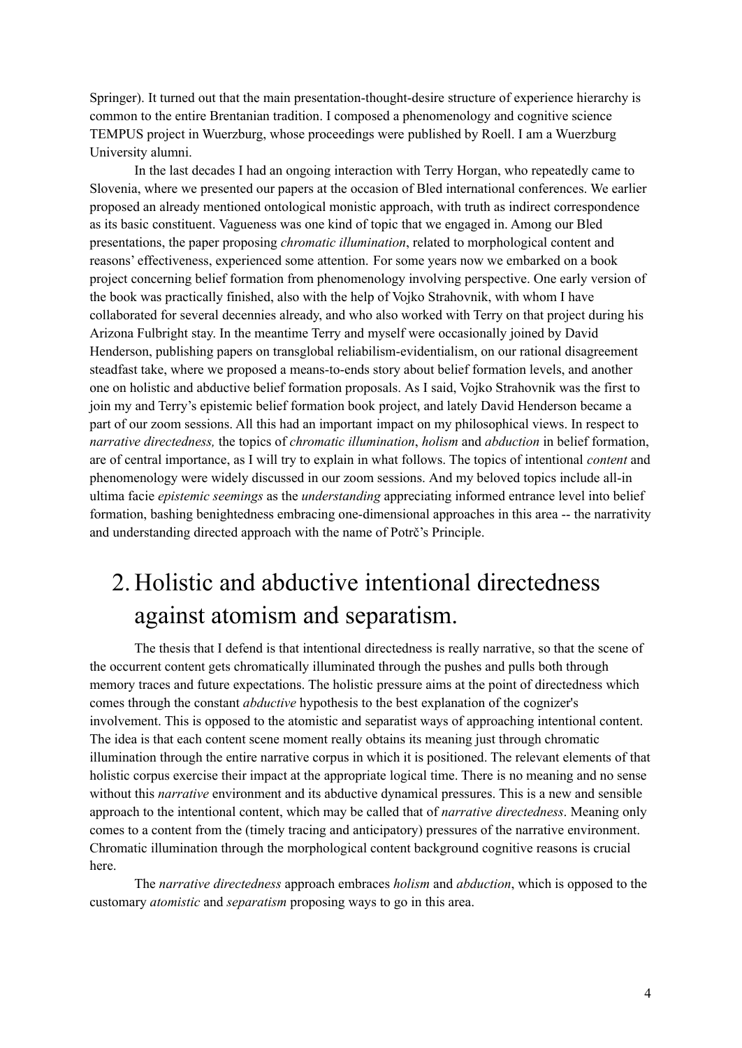Springer). It turned out that the main presentation-thought-desire structure of experience hierarchy is common to the entire Brentanian tradition. I composed a phenomenology and cognitive science TEMPUS project in Wuerzburg, whose proceedings were published by Roell. I am a Wuerzburg University alumni.

In the last decades I had an ongoing interaction with Terry Horgan, who repeatedly came to Slovenia, where we presented our papers at the occasion of Bled international conferences. We earlier proposed an already mentioned ontological monistic approach, with truth as indirect correspondence as its basic constituent. Vagueness was one kind of topic that we engaged in. Among our Bled presentations, the paper proposing *chromatic illumination*, related to morphological content and reasons' effectiveness, experienced some attention. For some years now we embarked on a book project concerning belief formation from phenomenology involving perspective. One early version of the book was practically finished, also with the help of Vojko Strahovnik, with whom I have collaborated for several decennies already, and who also worked with Terry on that project during his Arizona Fulbright stay. In the meantime Terry and myself were occasionally joined by David Henderson, publishing papers on transglobal reliabilism-evidentialism, on our rational disagreement steadfast take, where we proposed a means-to-ends story about belief formation levels, and another one on holistic and abductive belief formation proposals. As I said, Vojko Strahovnik was the first to join my and Terry's epistemic belief formation book project, and lately David Henderson became a part of our zoom sessions. All this had an important impact on my philosophical views. In respect to *narrative directedness,* the topics of *chromatic illumination*, *holism* and *abduction* in belief formation, are of central importance, as I will try to explain in what follows. The topics of intentional *content* and phenomenology were widely discussed in our zoom sessions. And my beloved topics include all-in ultima facie *epistemic seemings* as the *understanding* appreciating informed entrance level into belief formation, bashing benightedness embracing one-dimensional approaches in this area -- the narrativity and understanding directed approach with the name of Potrč's Principle.

## 2. Holistic and abductive intentional directedness against atomism and separatism.

The thesis that I defend is that intentional directedness is really narrative, so that the scene of the occurrent content gets chromatically illuminated through the pushes and pulls both through memory traces and future expectations. The holistic pressure aims at the point of directedness which comes through the constant *abductive* hypothesis to the best explanation of the cognizer's involvement. This is opposed to the atomistic and separatist ways of approaching intentional content. The idea is that each content scene moment really obtains its meaning just through chromatic illumination through the entire narrative corpus in which it is positioned. The relevant elements of that holistic corpus exercise their impact at the appropriate logical time. There is no meaning and no sense without this *narrative* environment and its abductive dynamical pressures. This is a new and sensible approach to the intentional content, which may be called that of *narrative directedness*. Meaning only comes to a content from the (timely tracing and anticipatory) pressures of the narrative environment. Chromatic illumination through the morphological content background cognitive reasons is crucial here.

The *narrative directedness* approach embraces *holism* and *abduction*, which is opposed to the customary *atomistic* and *separatism* proposing ways to go in this area.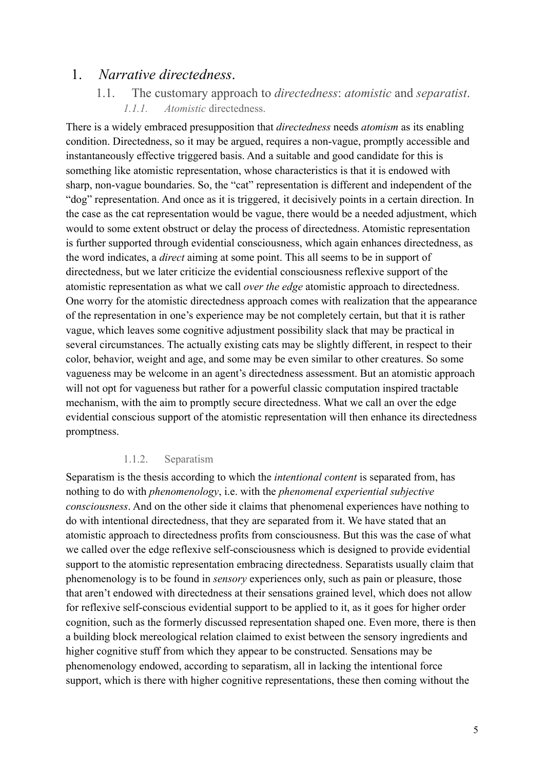# 1. *Narrative directedness*.

## 1.1. The customary approach to *directedness*: *atomistic* and *separatist*.

### *1.1.1. Atomistic* directedness.

There is a widely embraced presupposition that *directedness* needs *atomism* as its enabling condition. Directedness, so it may be argued, requires a non-vague, promptly accessible and instantaneously effective triggered basis. And a suitable and good candidate for this is something like atomistic representation, whose characteristics is that it is endowed with sharp, non-vague boundaries. So, the "cat" representation is different and independent of the "dog" representation. And once as it is triggered, it decisively points in a certain direction. In the case as the cat representation would be vague, there would be a needed adjustment, which would to some extent obstruct or delay the process of directedness. Atomistic representation is further supported through evidential consciousness, which again enhances directedness, as the word indicates, a *direct* aiming at some point. This all seems to be in support of directedness, but we later criticize the evidential consciousness reflexive support of the atomistic representation as what we call *over the edge* atomistic approach to directedness. One worry for the atomistic directedness approach comes with realization that the appearance of the representation in one's experience may be not completely certain, but that it is rather vague, which leaves some cognitive adjustment possibility slack that may be practical in several circumstances. The actually existing cats may be slightly different, in respect to their color, behavior, weight and age, and some may be even similar to other creatures. So some vagueness may be welcome in an agent's directedness assessment. But an atomistic approach will not opt for vagueness but rather for a powerful classic computation inspired tractable mechanism, with the aim to promptly secure directedness. What we call an over the edge evidential conscious support of the atomistic representation will then enhance its directedness promptness.

### 1.1.2. Separatism

Separatism is the thesis according to which the *intentional content* is separated from, has nothing to do with *phenomenology*, i.e. with the *phenomenal experiential subjective consciousness*. And on the other side it claims that phenomenal experiences have nothing to do with intentional directedness, that they are separated from it. We have stated that an atomistic approach to directedness profits from consciousness. But this was the case of what we called over the edge reflexive self-consciousness which is designed to provide evidential support to the atomistic representation embracing directedness. Separatists usually claim that phenomenology is to be found in *sensory* experiences only, such as pain or pleasure, those that aren't endowed with directedness at their sensations grained level, which does not allow for reflexive self-conscious evidential support to be applied to it, as it goes for higher order cognition, such as the formerly discussed representation shaped one. Even more, there is then a building block mereological relation claimed to exist between the sensory ingredients and higher cognitive stuff from which they appear to be constructed. Sensations may be phenomenology endowed, according to separatism, all in lacking the intentional force support, which is there with higher cognitive representations, these then coming without the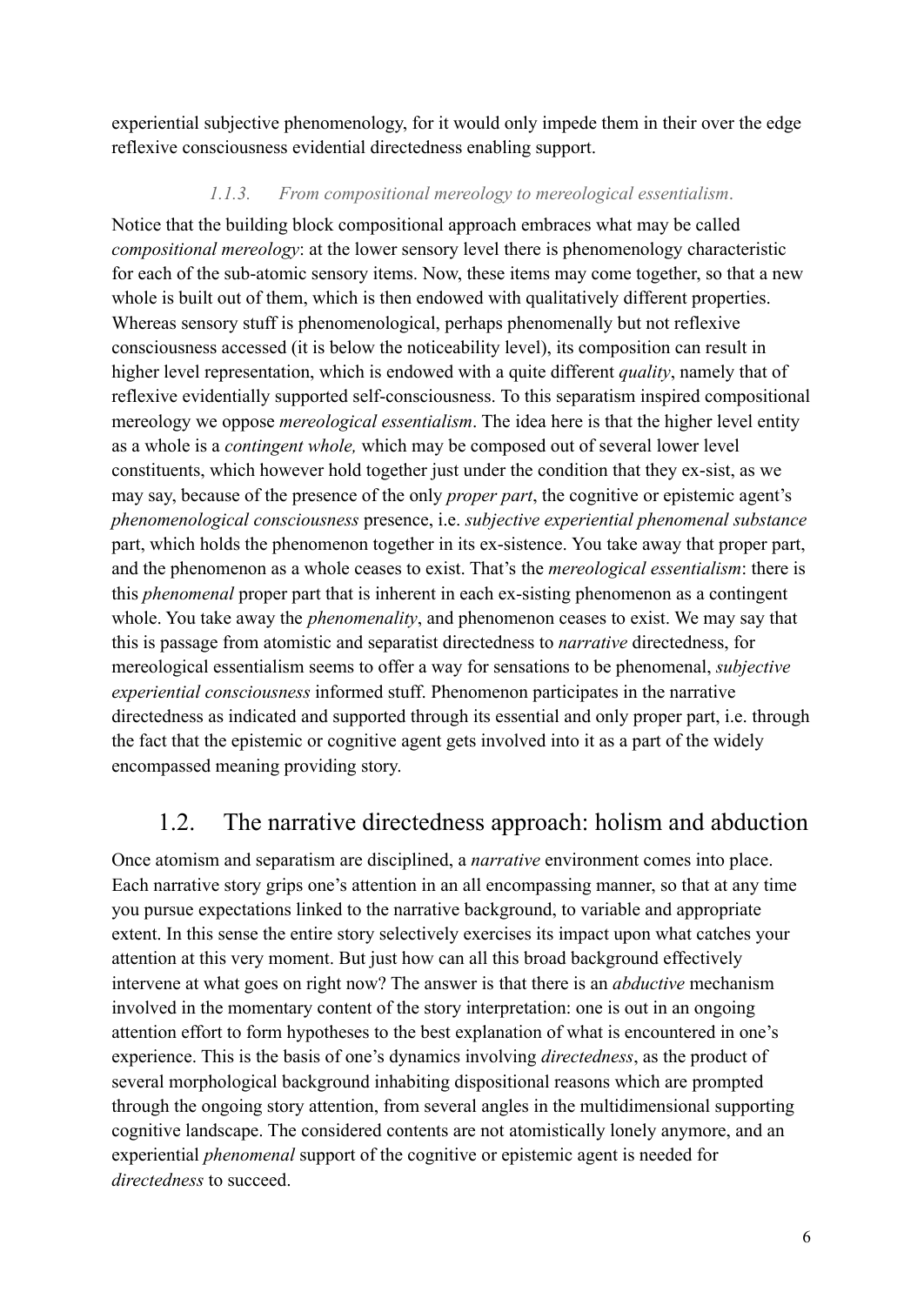experiential subjective phenomenology, for it would only impede them in their over the edge reflexive consciousness evidential directedness enabling support.

#### *1.1.3. From compositional mereology to mereological essentialism.*

Notice that the building block compositional approach embraces what may be called *compositional mereology*: at the lower sensory level there is phenomenology characteristic for each of the sub-atomic sensory items. Now, these items may come together, so that a new whole is built out of them, which is then endowed with qualitatively different properties. Whereas sensory stuff is phenomenological, perhaps phenomenally but not reflexive consciousness accessed (it is below the noticeability level), its composition can result in higher level representation, which is endowed with a quite different *quality*, namely that of reflexive evidentially supported self-consciousness. To this separatism inspired compositional mereology we oppose *mereological essentialism*. The idea here is that the higher level entity as a whole is a *contingent whole,* which may be composed out of several lower level constituents, which however hold together just under the condition that they ex-sist, as we may say, because of the presence of the only *proper part*, the cognitive or epistemic agent's *phenomenological consciousness* presence, i.e. *subjective experiential phenomenal substance* part, which holds the phenomenon together in its ex-sistence. You take away that proper part, and the phenomenon as a whole ceases to exist. That's the *mereological essentialism*: there is this *phenomenal* proper part that is inherent in each ex-sisting phenomenon as a contingent whole. You take away the *phenomenality*, and phenomenon ceases to exist. We may say that this is passage from atomistic and separatist directedness to *narrative* directedness, for mereological essentialism seems to offer a way for sensations to be phenomenal, *subjective experiential consciousness* informed stuff. Phenomenon participates in the narrative directedness as indicated and supported through its essential and only proper part, i.e. through the fact that the epistemic or cognitive agent gets involved into it as a part of the widely encompassed meaning providing story.

## 1.2. The narrative directedness approach: holism and abduction

Once atomism and separatism are disciplined, a *narrative* environment comes into place. Each narrative story grips one's attention in an all encompassing manner, so that at any time you pursue expectations linked to the narrative background, to variable and appropriate extent. In this sense the entire story selectively exercises its impact upon what catches your attention at this very moment. But just how can all this broad background effectively intervene at what goes on right now? The answer is that there is an *abductive* mechanism involved in the momentary content of the story interpretation: one is out in an ongoing attention effort to form hypotheses to the best explanation of what is encountered in one's experience. This is the basis of one's dynamics involving *directedness*, as the product of several morphological background inhabiting dispositional reasons which are prompted through the ongoing story attention, from several angles in the multidimensional supporting cognitive landscape. The considered contents are not atomistically lonely anymore, and an experiential *phenomenal* support of the cognitive or epistemic agent is needed for *directedness* to succeed.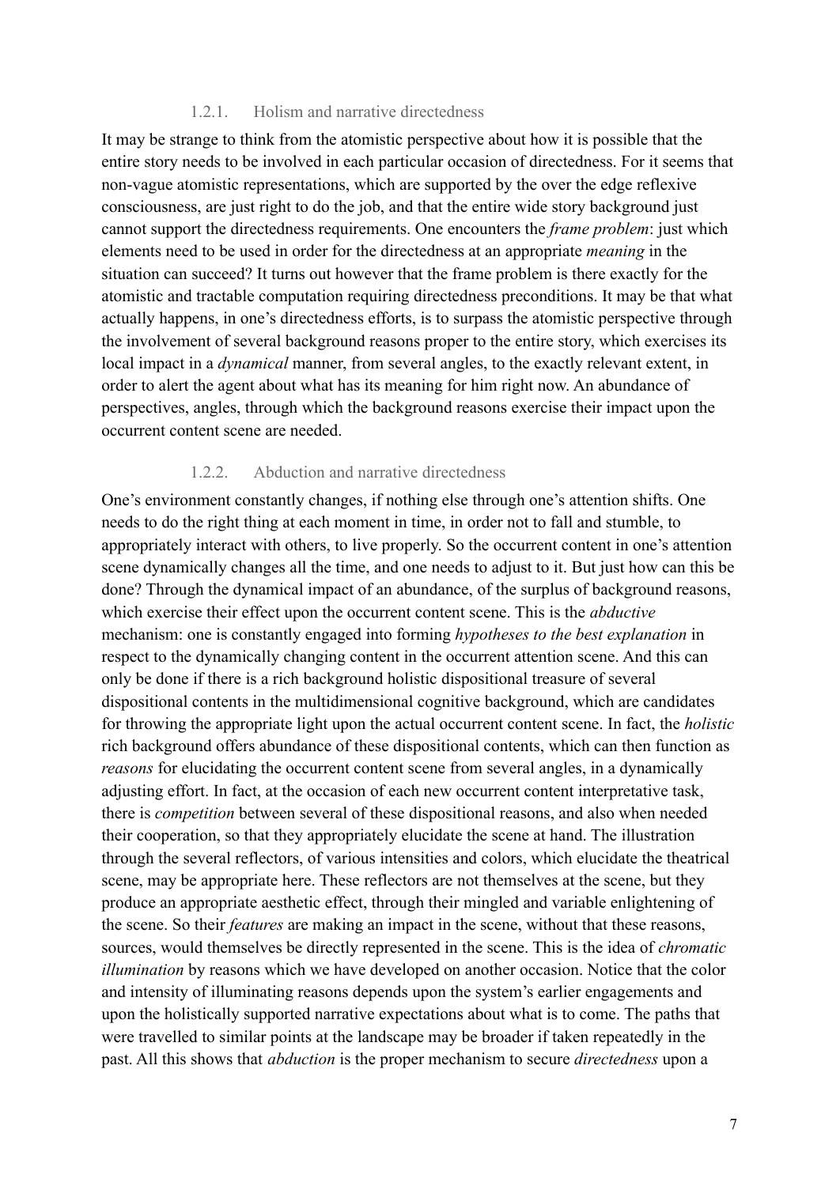#### 1.2.1. Holism and narrative directedness

It may be strange to think from the atomistic perspective about how it is possible that the entire story needs to be involved in each particular occasion of directedness. For it seems that non-vague atomistic representations, which are supported by the over the edge reflexive consciousness, are just right to do the job, and that the entire wide story background just cannot support the directedness requirements. One encounters the *frame problem*: just which elements need to be used in order for the directedness at an appropriate *meaning* in the situation can succeed? It turns out however that the frame problem is there exactly for the atomistic and tractable computation requiring directedness preconditions. It may be that what actually happens, in one's directedness efforts, is to surpass the atomistic perspective through the involvement of several background reasons proper to the entire story, which exercises its local impact in a *dynamical* manner, from several angles, to the exactly relevant extent, in order to alert the agent about what has its meaning for him right now. An abundance of perspectives, angles, through which the background reasons exercise their impact upon the occurrent content scene are needed.

#### 1.2.2. Abduction and narrative directedness

One's environment constantly changes, if nothing else through one's attention shifts. One needs to do the right thing at each moment in time, in order not to fall and stumble, to appropriately interact with others, to live properly. So the occurrent content in one's attention scene dynamically changes all the time, and one needs to adjust to it. But just how can this be done? Through the dynamical impact of an abundance, of the surplus of background reasons, which exercise their effect upon the occurrent content scene. This is the *abductive* mechanism: one is constantly engaged into forming *hypotheses to the best explanation* in respect to the dynamically changing content in the occurrent attention scene. And this can only be done if there is a rich background holistic dispositional treasure of several dispositional contents in the multidimensional cognitive background, which are candidates for throwing the appropriate light upon the actual occurrent content scene. In fact, the *holistic* rich background offers abundance of these dispositional contents, which can then function as *reasons* for elucidating the occurrent content scene from several angles, in a dynamically adjusting effort. In fact, at the occasion of each new occurrent content interpretative task, there is *competition* between several of these dispositional reasons, and also when needed their cooperation, so that they appropriately elucidate the scene at hand. The illustration through the several reflectors, of various intensities and colors, which elucidate the theatrical scene, may be appropriate here. These reflectors are not themselves at the scene, but they produce an appropriate aesthetic effect, through their mingled and variable enlightening of the scene. So their *features* are making an impact in the scene, without that these reasons, sources, would themselves be directly represented in the scene. This is the idea of *chromatic illumination* by reasons which we have developed on another occasion. Notice that the color and intensity of illuminating reasons depends upon the system's earlier engagements and upon the holistically supported narrative expectations about what is to come. The paths that were travelled to similar points at the landscape may be broader if taken repeatedly in the past. All this shows that *abduction* is the proper mechanism to secure *directedness* upon a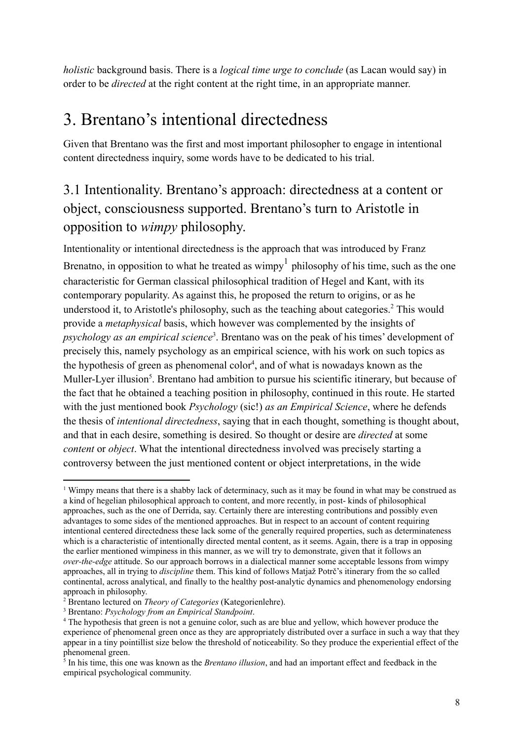*holistic* background basis. There is a *logical time urge to conclude* (as Lacan would say) in order to be *directed* at the right content at the right time, in an appropriate manner.

# 3. Brentano's intentional directedness

Given that Brentano was the first and most important philosopher to engage in intentional content directedness inquiry, some words have to be dedicated to his trial.

## 3.1 Intentionality. Brentano's approach: directedness at a content or object, consciousness supported. Brentano's turn to Aristotle in opposition to *wimpy* philosophy.

Intentionality or intentional directedness is the approach that was introduced by Franz Brenatno, in opposition to what he treated as wimpy[1] philosophy of his time, such as the one characteristic for German classical philosophical tradition of Hegel and Kant, with its contemporary popularity. As against this, he proposed the return to origins, or as he understood it, to Aristotle's philosophy, such as the teaching about categories.[2] This would provide a *metaphysical* basis, which however was complemented by the insights of *psychology as an empirical science*[3]. Brentano was on the peak of his times' development of precisely this, namely psychology as an empirical science, with his work on such topics as the hypothesis of green as phenomenal color[4], and of what is nowadays known as the Muller-Lyer illusion[5]. Brentano had ambition to pursue his scientific itinerary, but because of the fact that he obtained a teaching position in philosophy, continued in this route. He started with the just mentioned book *Psychology* (sic!) *as an Empirical Science*, where he defends the thesis of *intentional directedness*, saying that in each thought, something is thought about, and that in each desire, something is desired. So thought or desire are *directed* at some *content* or *object*. What the intentional directedness involved was precisely starting a controversy between the just mentioned content or object interpretations, in the wide

---

[1] Wimpy means that there is a shabby lack of determinacy, such as it may be found in what may be construed as a kind of hegelian philosophical approach to content, and more recently, in post- kinds of philosophical approaches, such as the one of Derrida, say. Certainly there are interesting contributions and possibly even advantages to some sides of the mentioned approaches. But in respect to an account of content requiring intentional centered directedness these lack some of the generally required properties, such as determinateness which is a characteristic of intentionally directed mental content, as it seems. Again, there is a trap in opposing the earlier mentioned wimpiness in this manner, as we will try to demonstrate, given that it follows an *over-the-edge* attitude. So our approach borrows in a dialectical manner some acceptable lessons from wimpy approaches, all in trying to *discipline* them. This kind of follows Matjaž Potrč's itinerary from the so called continental, across analytical, and finally to the healthy post-analytic dynamics and phenomenology endorsing approach in philosophy.

[2] Brentano lectured on *Theory of Categories* (Kategorienlehre).

[3] Brentano: *Psychology from an Empirical Standpoint*.

[4] The hypothesis that green is not a genuine color, such as are blue and yellow, which however produce the experience of phenomenal green once as they are appropriately distributed over a surface in such a way that they appear in a tiny pointillist size below the threshold of noticeability. So they produce the experiential effect of the phenomenal green.

[5] In his time, this one was known as the *Brentano illusion*, and had an important effect and feedback in the empirical psychological community.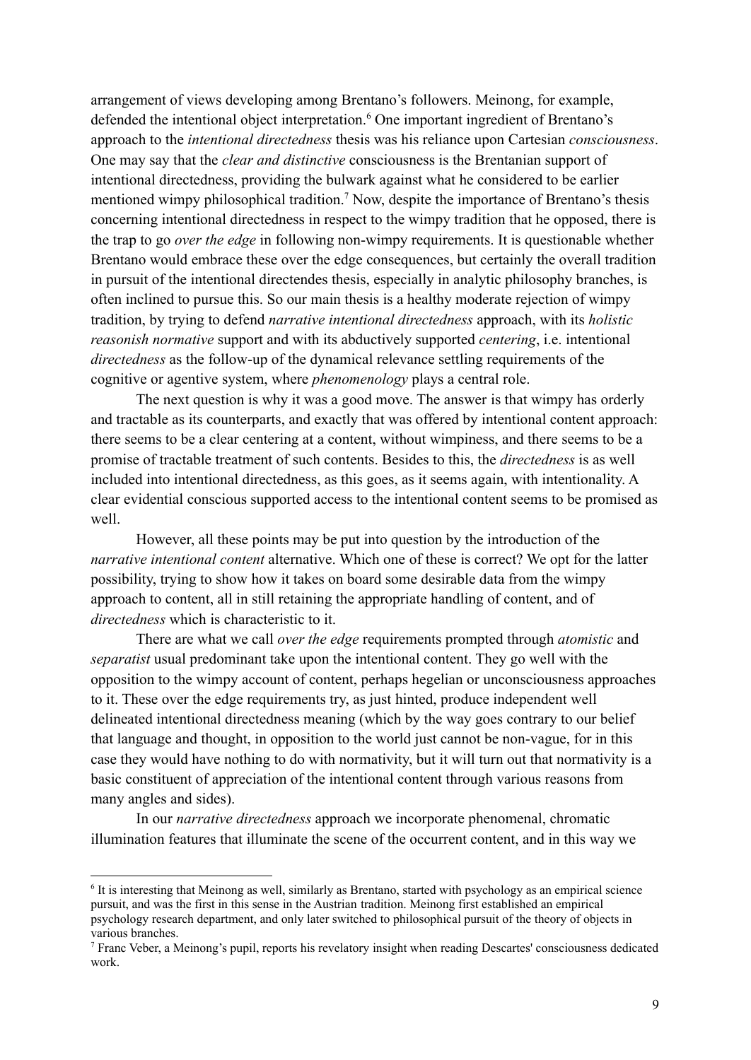arrangement of views developing among Brentano's followers. Meinong, for example, defended the intentional object interpretation.[6] One important ingredient of Brentano's approach to the *intentional directedness* thesis was his reliance upon Cartesian *consciousness*. One may say that the *clear and distinctive* consciousness is the Brentanian support of intentional directedness, providing the bulwark against what he considered to be earlier mentioned wimpy philosophical tradition.[7] Now, despite the importance of Brentano's thesis concerning intentional directedness in respect to the wimpy tradition that he opposed, there is the trap to go *over the edge* in following non-wimpy requirements. It is questionable whether Brentano would embrace these over the edge consequences, but certainly the overall tradition in pursuit of the intentional directendes thesis, especially in analytic philosophy branches, is often inclined to pursue this. So our main thesis is a healthy moderate rejection of wimpy tradition, by trying to defend *narrative intentional directedness* approach, with its *holistic reasonish normative* support and with its abductively supported *centering*, i.e. intentional *directedness* as the follow-up of the dynamical relevance settling requirements of the cognitive or agentive system, where *phenomenology* plays a central role.

The next question is why it was a good move. The answer is that wimpy has orderly and tractable as its counterparts, and exactly that was offered by intentional content approach: there seems to be a clear centering at a content, without wimpiness, and there seems to be a promise of tractable treatment of such contents. Besides to this, the *directedness* is as well included into intentional directedness, as this goes, as it seems again, with intentionality. A clear evidential conscious supported access to the intentional content seems to be promised as well.

However, all these points may be put into question by the introduction of the *narrative intentional content* alternative. Which one of these is correct? We opt for the latter possibility, trying to show how it takes on board some desirable data from the wimpy approach to content, all in still retaining the appropriate handling of content, and of *directedness* which is characteristic to it.

There are what we call *over the edge* requirements prompted through *atomistic* and *separatist* usual predominant take upon the intentional content. They go well with the opposition to the wimpy account of content, perhaps hegelian or unconsciousness approaches to it. These over the edge requirements try, as just hinted, produce independent well delineated intentional directedness meaning (which by the way goes contrary to our belief that language and thought, in opposition to the world just cannot be non-vague, for in this case they would have nothing to do with normativity, but it will turn out that normativity is a basic constituent of appreciation of the intentional content through various reasons from many angles and sides).

In our *narrative directedness* approach we incorporate phenomenal, chromatic illumination features that illuminate the scene of the occurrent content, and in this way we

---

[6] It is interesting that Meinong as well, similarly as Brentano, started with psychology as an empirical science pursuit, and was the first in this sense in the Austrian tradition. Meinong first established an empirical psychology research department, and only later switched to philosophical pursuit of the theory of objects in various branches.

[7] Franc Veber, a Meinong's pupil, reports his revelatory insight when reading Descartes' consciousness dedicated work.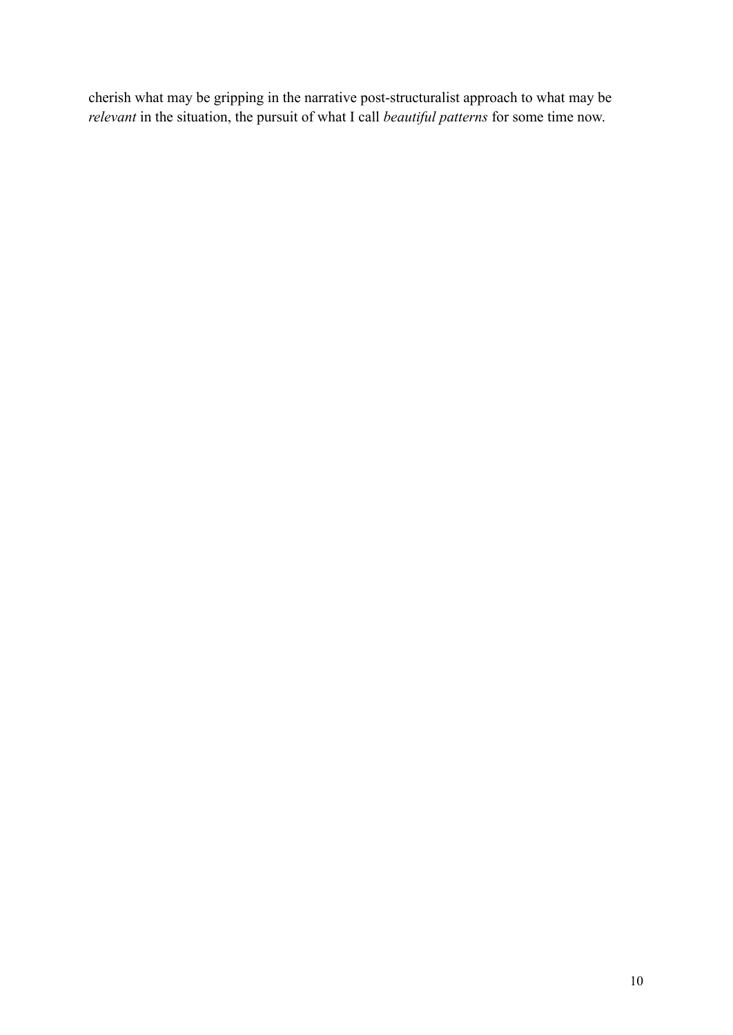cherish what may be gripping in the narrative post-structuralist approach to what may be *relevant* in the situation, the pursuit of what I call *beautiful patterns* for some time now.